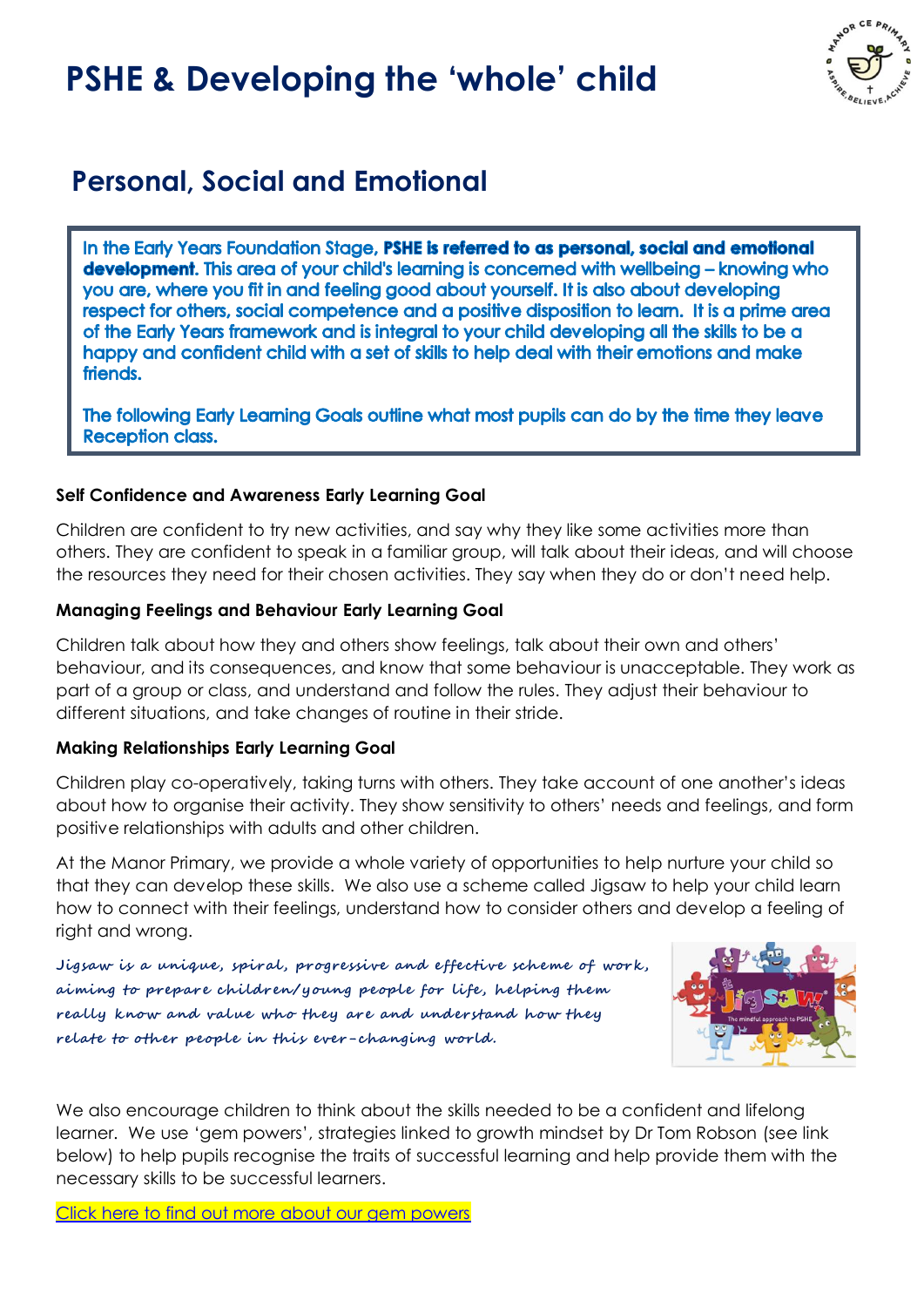# PSHE & Developing the 'whole' child

## Personal, Social and Emotional

In the Early Years Foundation Stage, **PSHE is referred to as personal, social and emotional development**. This area of your child's learning is concerned with wellbeing – knowing who you are, where you fit in and feeling good about yourself. It is also about developing respect for others, social competence and a positive disposition to learn. It is a prime area of the Early Years framework and is integral to your child developing all the skills to be a happy and confident child with a set of skills to help deal with their emotions and make friends.

The following Early Learning Goals outline what most pupils can do by the time they leave Reception class.

**Self Confidence and Awareness Early Learning Goal**

Children are confident to try new activities, and say why they like some activities more than others. They are confident to speak in a familiar group, will talk about their ideas, and will choose the resources they need for their chosen activities. They say when they do or don't need help.

**Managing Feelings and Behaviour Early Learning Goal**

Children talk about how they and others show feelings, talk about their own and others' behaviour, and its consequences, and know that some behaviour is unacceptable. They work as part of a group or class, and understand and follow the rules. They adjust their behaviour to different situations, and take changes of routine in their stride.

**Making Relationships Early Learning Goal**

Children play co-operatively, taking turns with others. They take account of one another's ideas about how to organise their activity. They show sensitivity to others' needs and feelings, and form positive relationships with adults and other children.

At the Manor Primary, we provide a whole variety of opportunities to help nurture your child so that they can develop these skills. We also use a scheme called Jigsaw to help your child learn how to connect with their feelings, understand how to consider others and develop a feeling of right and wrong.

**Jigsaw is a unique, spiral, progressive and effective scheme of work, aiming to prepare children/young people for life, helping them really know and value who they are and understand how they relate to other people in this ever-changing world.**

We also encourage children to think about the skills needed to be a confident and lifelong learner. We use 'gem powers', strategies linked to growth mindset by Dr Tom Robson (see link below) to help pupils recognise the traits of successful learning and help provide them with the necessary skills to be successful learners.

Click here to find out more about our gem powers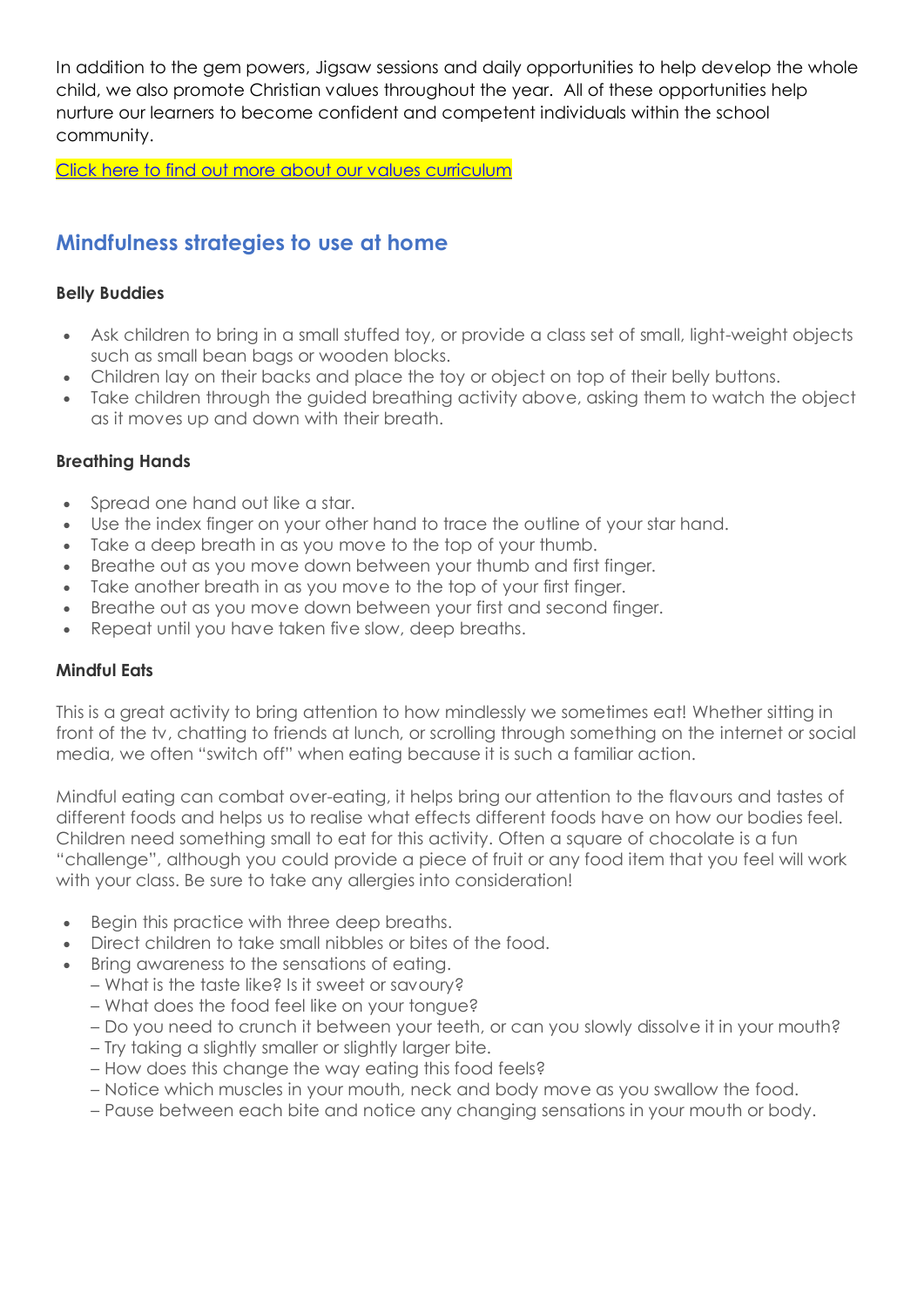In addition to the gem powers, Jigsaw sessions and daily opportunities to help develop the whole child, we also promote Christian values throughout the year. All of these opportunities help nurture our learners to become confident and competent individuals within the school community.

Click here to find out more about our values curriculum

## Mindfulness strategies to use at home

**Belly Buddies**

- Ask children to bring in a small stuffed toy, or provide a class set of small, light-weight objects such as small bean bags or wooden blocks.
- Children lay on their backs and place the toy or object on top of their belly buttons.
- Take children through the guided breathing activity above, asking them to watch the object as it moves up and down with their breath.

**Breathing Hands**

- Spread one hand out like a star.
- Use the index finger on your other hand to trace the outline of your star hand.
- Take a deep breath in as you move to the top of your thumb.
- Breathe out as you move down between your thumb and first finger.
- Take another breath in as you move to the top of your first finger.
- Breathe out as you move down between your first and second finger.
- Repeat until you have taken five slow, deep breaths.

**Mindful Eats**

This is a great activity to bring attention to how mindlessly we sometimes eat! Whether sitting in front of the tv, chatting to friends at lunch, or scrolling through something on the internet or social media, we often "switch off" when eating because it is such a familiar action.

Mindful eating can combat over-eating, it helps bring our attention to the flavours and tastes of different foods and helps us to realise what effects different foods have on how our bodies feel. Children need something small to eat for this activity. Often a square of chocolate is a fun "challenge", although you could provide a piece of fruit or any food item that you feel will work with your class. Be sure to take any allergies into consideration!

- Begin this practice with three deep breaths.
- Direct children to take small nibbles or bites of the food.
- Bring awareness to the sensations of eating.
  – What is the taste like? Is it sweet or savoury?
  – What does the food feel like on your tongue?
  – Do you need to crunch it between your teeth, or can you slowly dissolve it in your mouth?
  – Try taking a slightly smaller or slightly larger bite.
  – How does this change the way eating this food feels?
  – Notice which muscles in your mouth, neck and body move as you swallow the food.
  – Pause between each bite and notice any changing sensations in your mouth or body.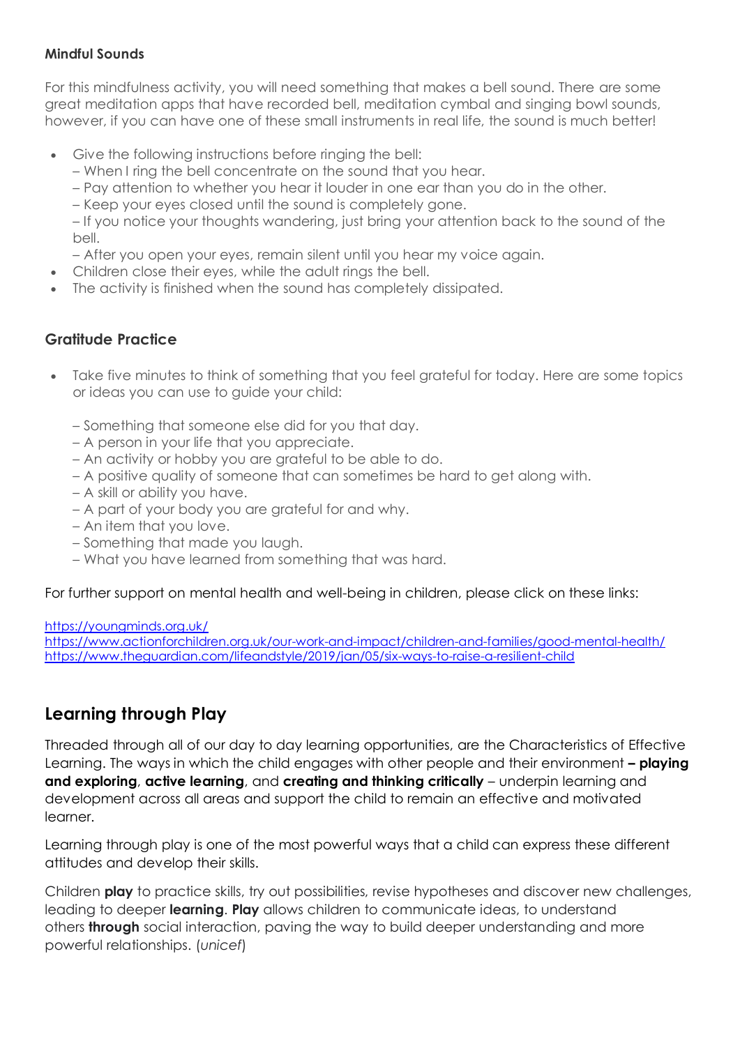### Mindful Sounds

For this mindfulness activity, you will need something that makes a bell sound. There are some great meditation apps that have recorded bell, meditation cymbal and singing bowl sounds, however, if you can have one of these small instruments in real life, the sound is much better!

- Give the following instructions before ringing the bell:
  – When I ring the bell concentrate on the sound that you hear.
  – Pay attention to whether you hear it louder in one ear than you do in the other.
  – Keep your eyes closed until the sound is completely gone.
  – If you notice your thoughts wandering, just bring your attention back to the sound of the bell.
  – After you open your eyes, remain silent until you hear my voice again.
- Children close their eyes, while the adult rings the bell.
- The activity is finished when the sound has completely dissipated.

### Gratitude Practice

- Take five minutes to think of something that you feel grateful for today. Here are some topics or ideas you can use to guide your child:

  – Something that someone else did for you that day.
  – A person in your life that you appreciate.
  – An activity or hobby you are grateful to be able to do.
  – A positive quality of someone that can sometimes be hard to get along with.
  – A skill or ability you have.
  – A part of your body you are grateful for and why.
  – An item that you love.
  – Something that made you laugh.
  – What you have learned from something that was hard.

For further support on mental health and well-being in children, please click on these links:

https://youngminds.org.uk/
https://www.actionforchildren.org.uk/our-work-and-impact/children-and-families/good-mental-health/
https://www.theguardian.com/lifeandstyle/2019/jan/05/six-ways-to-raise-a-resilient-child

## Learning through Play

Threaded through all of our day to day learning opportunities, are the Characteristics of Effective Learning. The ways in which the child engages with other people and their environment **– playing and exploring**, **active learning**, and **creating and thinking critically** – underpin learning and development across all areas and support the child to remain an effective and motivated learner.

Learning through play is one of the most powerful ways that a child can express these different attitudes and develop their skills.

Children **play** to practice skills, try out possibilities, revise hypotheses and discover new challenges, leading to deeper **learning**. **Play** allows children to communicate ideas, to understand others **through** social interaction, paving the way to build deeper understanding and more powerful relationships. (*unicef*)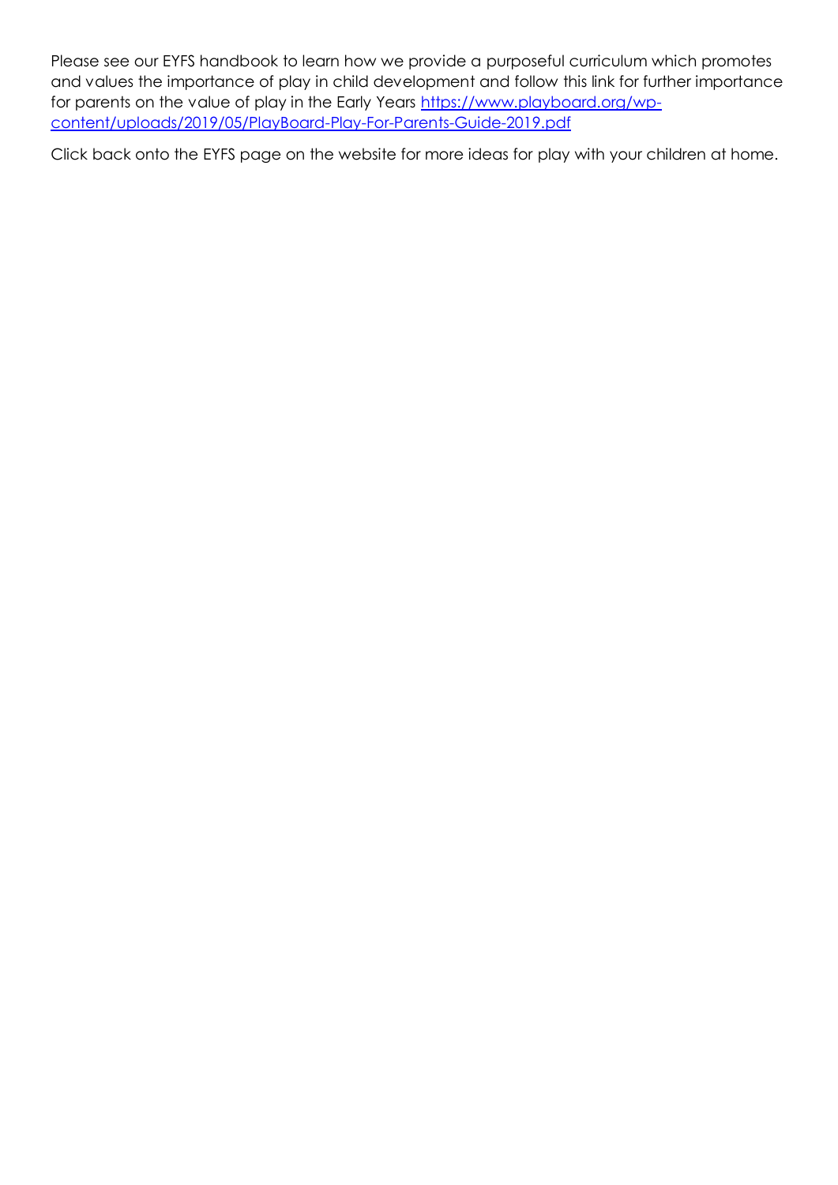Please see our EYFS handbook to learn how we provide a purposeful curriculum which promotes and values the importance of play in child development and follow this link for further importance for parents on the value of play in the Early Years [https://www.playboard.org/wp-content/uploads/2019/05/PlayBoard-Play-For-Parents-Guide-2019.pdf](https://www.playboard.org/wp-content/uploads/2019/05/PlayBoard-Play-For-Parents-Guide-2019.pdf)

Click back onto the EYFS page on the website for more ideas for play with your children at home.